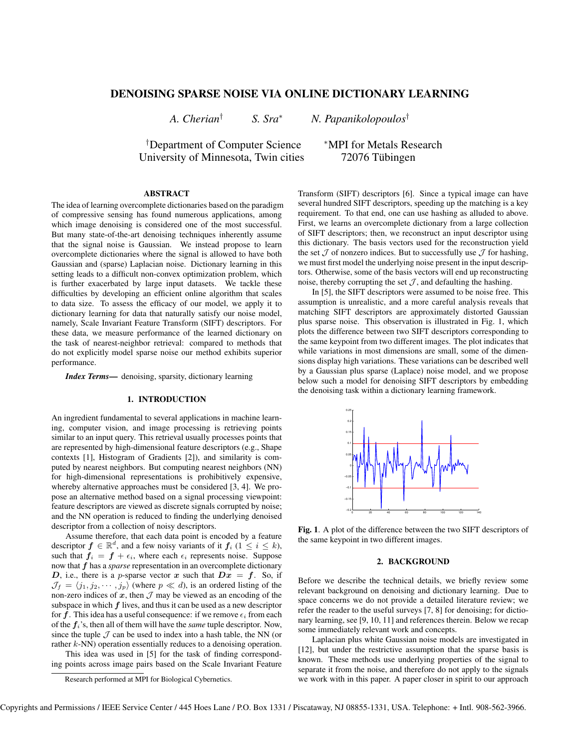# DENOISING SPARSE NOISE VIA ONLINE DICTIONARY LEARNING

*A. Cherian*[†] *S. Sra*[*] *N. Papanikolopoulos*[†]

[†]Department of Computer Science, University of Minnesota, Twin cities

[*]MPI for Metals Research, 72076 Tübingen

## ABSTRACT

The idea of learning overcomplete dictionaries based on the paradigm of compressive sensing has found numerous applications, among which image denoising is considered one of the most successful. But many state-of-the-art denoising techniques inherently assume that the signal noise is Gaussian. We instead propose to learn overcomplete dictionaries where the signal is allowed to have both Gaussian and (sparse) Laplacian noise. Dictionary learning in this setting leads to a difficult non-convex optimization problem, which is further exacerbated by large input datasets. We tackle these difficulties by developing an efficient online algorithm that scales to data size. To assess the efficacy of our model, we apply it to dictionary learning for data that naturally satisfy our noise model, namely, Scale Invariant Feature Transform (SIFT) descriptors. For these data, we measure performance of the learned dictionary on the task of nearest-neighbor retrieval: compared to methods that do not explicitly model sparse noise our method exhibits superior performance.

***Index Terms*—** denoising, sparsity, dictionary learning

## 1. INTRODUCTION

An ingredient fundamental to several applications in machine learning, computer vision, and image processing is retrieving points similar to an input query. This retrieval usually processes points that are represented by high-dimensional feature descriptors (e.g., Shape contexts [1], Histogram of Gradients [2]), and similarity is computed by nearest neighbors. But computing nearest neighbors (NN) for high-dimensional representations is prohibitively expensive, whereby alternative approaches must be considered [3, 4]. We propose an alternative method based on a signal processing viewpoint: feature descriptors are viewed as discrete signals corrupted by noise; and the NN operation is reduced to finding the underlying denoised descriptor from a collection of noisy descriptors.

Assume therefore, that each data point is encoded by a feature descriptor $\boldsymbol{f} \in \mathbb{R}^d$, and a few noisy variants of it $\boldsymbol{f}_i$ ($1 \leq i \leq k$), such that $\boldsymbol{f}_i = \boldsymbol{f} + \epsilon_i$, where each $\epsilon_i$ represents noise. Suppose now that $\boldsymbol{f}$ has a *sparse* representation in an overcomplete dictionary $\boldsymbol{D}$, i.e., there is a $p$-sparse vector $\boldsymbol{x}$ such that $\boldsymbol{D}\boldsymbol{x} = \boldsymbol{f}$. So, if $\mathcal{J}_f = \langle j_1, j_2, \cdots, j_p \rangle$ (where $p \ll d$), is an ordered listing of the non-zero indices of $\boldsymbol{x}$, then $\mathcal{J}$ may be viewed as an encoding of the subspace in which $\boldsymbol{f}$ lives, and thus it can be used as a new descriptor for $\boldsymbol{f}$. This idea has a useful consequence: if we remove $\epsilon_i$ from each of the $\boldsymbol{f}_i$'s, then all of them will have the *same* tuple descriptor. Now, since the tuple $\mathcal{J}$ can be used to index into a hash table, the NN (or rather $k$-NN) operation essentially reduces to a denoising operation.

This idea was used in [5] for the task of finding corresponding points across image pairs based on the Scale Invariant Feature Transform (SIFT) descriptors [6]. Since a typical image can have several hundred SIFT descriptors, speeding up the matching is a key requirement. To that end, one can use hashing as alluded to above. First, we learns an overcomplete dictionary from a large collection of SIFT descriptors; then, we reconstruct an input descriptor using this dictionary. The basis vectors used for the reconstruction yield the set $\mathcal{J}$ of nonzero indices. But to successfully use $\mathcal{J}$ for hashing, we must first model the underlying noise present in the input descriptors. Otherwise, some of the basis vectors will end up reconstructing noise, thereby corrupting the set $\mathcal{J}$, and defaulting the hashing.

In [5], the SIFT descriptors were assumed to be noise free. This assumption is unrealistic, and a more careful analysis reveals that matching SIFT descriptors are approximately distorted Gaussian plus sparse noise. This observation is illustrated in Fig. 1, which plots the difference between two SIFT descriptors corresponding to the same keypoint from two different images. The plot indicates that while variations in most dimensions are small, some of the dimensions display high variations. These variations can be described well by a Gaussian plus sparse (Laplace) noise model, and we propose below such a model for denoising SIFT descriptors by embedding the denoising task within a dictionary learning framework.

**Fig. 1**. A plot of the difference between the two SIFT descriptors of the same keypoint in two different images.

## 2. BACKGROUND

Before we describe the technical details, we briefly review some relevant background on denoising and dictionary learning. Due to space concerns we do not provide a detailed literature review; we refer the reader to the useful surveys [7, 8] for denoising; for dictionary learning, see [9, 10, 11] and references therein. Below we recap some immediately relevant work and concepts.

Laplacian plus white Gaussian noise models are investigated in [12], but under the restrictive assumption that the sparse basis is known. These methods use underlying properties of the signal to separate it from the noise, and therefore do not apply to the signals we work with in this paper. A paper closer in spirit to our approach

Research performed at MPI for Biological Cybernetics.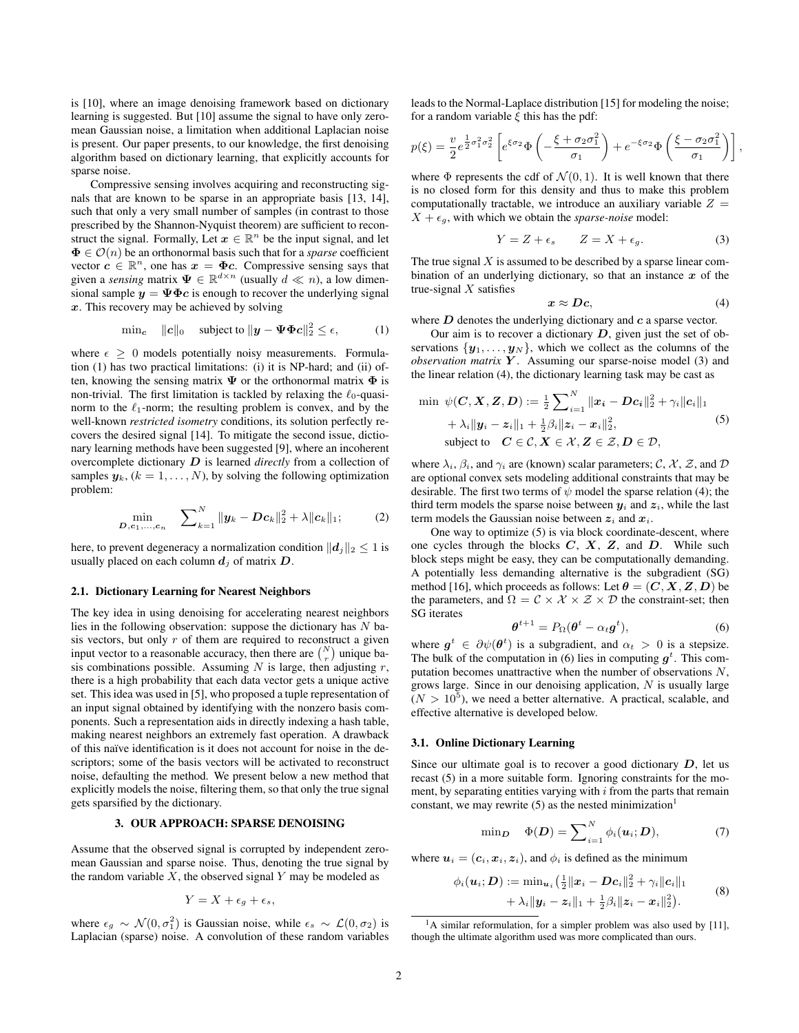is [10], where an image denoising framework based on dictionary learning is suggested. But [10] assume the signal to have only zero-mean Gaussian noise, a limitation when additional Laplacian noise is present. Our paper presents, to our knowledge, the first denoising algorithm based on dictionary learning, that explicitly accounts for sparse noise.

Compressive sensing involves acquiring and reconstructing signals that are known to be sparse in an appropriate basis [13, 14], such that only a very small number of samples (in contrast to those prescribed by the Shannon-Nyquist theorem) are sufficient to reconstruct the signal. Formally, Let $\boldsymbol{x} \in \mathbb{R}^n$ be the input signal, and let $\boldsymbol{\Phi} \in \mathcal{O}(n)$ be an orthonormal basis such that for a *sparse* coefficient vector $\boldsymbol{c} \in \mathbb{R}^n$, one has $\boldsymbol{x} = \boldsymbol{\Phi c}$. Compressive sensing says that given a *sensing* matrix $\boldsymbol{\Psi} \in \mathbb{R}^{d \times n}$ (usually $d \ll n$), a low dimensional sample $\boldsymbol{y} = \boldsymbol{\Psi \Phi c}$ is enough to recover the underlying signal $\boldsymbol{x}$. This recovery may be achieved by solving

$$\min_{\boldsymbol{c}} \quad \|\boldsymbol{c}\|_0 \quad \text{subject to } \|\boldsymbol{y} - \boldsymbol{\Psi \Phi c}\|_2^2 \leq \epsilon, \tag{1}$$

where $\epsilon \geq 0$ models potentially noisy measurements. Formulation (1) has two practical limitations: (i) it is NP-hard; and (ii) often, knowing the sensing matrix $\boldsymbol{\Psi}$ or the orthonormal matrix $\boldsymbol{\Phi}$ is non-trivial. The first limitation is tackled by relaxing the $\ell_0$-quasi-norm to the $\ell_1$-norm; the resulting problem is convex, and by the well-known *restricted isometry* conditions, its solution perfectly recovers the desired signal [14]. To mitigate the second issue, dictionary learning methods have been suggested [9], where an incoherent overcomplete dictionary $\boldsymbol{D}$ is learned *directly* from a collection of samples $\boldsymbol{y}_k$, $(k = 1, \ldots, N)$, by solving the following optimization problem:

$$\min_{\boldsymbol{D}, \boldsymbol{c}_1, \ldots, \boldsymbol{c}_n} \quad \sum\nolimits_{k=1}^{N} \|\boldsymbol{y}_k - \boldsymbol{D}\boldsymbol{c}_k\|_2^2 + \lambda \|\boldsymbol{c}_k\|_1; \tag{2}$$

here, to prevent degeneracy a normalization condition $\|\boldsymbol{d}_j\|_2 \leq 1$ is usually placed on each column $\boldsymbol{d}_j$ of matrix $\boldsymbol{D}$.

### 2.1. Dictionary Learning for Nearest Neighbors

The key idea in using denoising for accelerating nearest neighbors lies in the following observation: suppose the dictionary has $N$ basis vectors, but only $r$ of them are required to reconstruct a given input vector to a reasonable accuracy, then there are $\binom{N}{r}$ unique basis combinations possible. Assuming $N$ is large, then adjusting $r$, there is a high probability that each data vector gets a unique active set. This idea was used in [5], who proposed a tuple representation of an input signal obtained by identifying with the nonzero basis components. Such a representation aids in directly indexing a hash table, making nearest neighbors an extremely fast operation. A drawback of this naïve identification is it does not account for noise in the descriptors; some of the basis vectors will be activated to reconstruct noise, defaulting the method. We present below a new method that explicitly models the noise, filtering them, so that only the true signal gets sparsified by the dictionary.

## 3. OUR APPROACH: SPARSE DENOISING

Assume that the observed signal is corrupted by independent zero-mean Gaussian and sparse noise. Thus, denoting the true signal by the random variable $X$, the observed signal $Y$ may be modeled as

$$Y = X + \epsilon_g + \epsilon_s,$$

where $\epsilon_g \sim \mathcal{N}(0, \sigma_1^2)$ is Gaussian noise, while $\epsilon_s \sim \mathcal{L}(0, \sigma_2)$ is Laplacian (sparse) noise. A convolution of these random variables leads to the Normal-Laplace distribution [15] for modeling the noise; for a random variable $\xi$ this has the pdf:

$$p(\xi) = \frac{v}{2} e^{\frac{1}{2}\sigma_1^2 \sigma_2^2} \left[ e^{\xi \sigma_2} \Phi\left( -\frac{\xi + \sigma_2 \sigma_1^2}{\sigma_1} \right) + e^{-\xi \sigma_2} \Phi\left( \frac{\xi - \sigma_2 \sigma_1^2}{\sigma_1} \right) \right],$$

where $\Phi$ represents the cdf of $\mathcal{N}(0,1)$. It is well known that there is no closed form for this density and thus to make this problem computationally tractable, we introduce an auxiliary variable $Z = X + \epsilon_g$, with which we obtain the *sparse-noise* model:

$$Y = Z + \epsilon_s \qquad Z = X + \epsilon_g. \tag{3}$$

The true signal $X$ is assumed to be described by a sparse linear combination of an underlying dictionary, so that an instance $\boldsymbol{x}$ of the true-signal $X$ satisfies

$$\boldsymbol{x} \approx \boldsymbol{D}\boldsymbol{c}, \tag{4}$$

where $\boldsymbol{D}$ denotes the underlying dictionary and $\boldsymbol{c}$ a sparse vector.

Our aim is to recover a dictionary $\boldsymbol{D}$, given just the set of observations $\{\boldsymbol{y}_1, \ldots, \boldsymbol{y}_N\}$, which we collect as the columns of the *observation matrix* $\boldsymbol{Y}$. Assuming our sparse-noise model (3) and the linear relation (4), the dictionary learning task may be cast as

$$\begin{aligned} \min \;\; \psi(\boldsymbol{C}, \boldsymbol{X}, \boldsymbol{Z}, \boldsymbol{D}) &:= \tfrac{1}{2} \sum\nolimits_{i=1}^{N} \|\boldsymbol{x}_i - \boldsymbol{D}\boldsymbol{c}_i\|_2^2 + \gamma_i \|\boldsymbol{c}_i\|_1 \\ &+ \lambda_i \|\boldsymbol{y}_i - \boldsymbol{z}_i\|_1 + \tfrac{1}{2}\beta_i \|\boldsymbol{z}_i - \boldsymbol{x}_i\|_2^2, \\ \text{subject to} \quad & \boldsymbol{C} \in \mathcal{C}, \boldsymbol{X} \in \mathcal{X}, \boldsymbol{Z} \in \mathcal{Z}, \boldsymbol{D} \in \mathcal{D}, \end{aligned} \tag{5}$$

where $\lambda_i$, $\beta_i$, and $\gamma_i$ are (known) scalar parameters; $\mathcal{C}$, $\mathcal{X}$, $\mathcal{Z}$, and $\mathcal{D}$ are optional convex sets modeling additional constraints that may be desirable. The first two terms of $\psi$ model the sparse relation (4); the third term models the sparse noise between $\boldsymbol{y}_i$ and $\boldsymbol{z}_i$, while the last term models the Gaussian noise between $\boldsymbol{z}_i$ and $\boldsymbol{x}_i$.

One way to optimize (5) is via block coordinate-descent, where one cycles through the blocks $\boldsymbol{C}$, $\boldsymbol{X}$, $\boldsymbol{Z}$, and $\boldsymbol{D}$. While such block steps might be easy, they can be computationally demanding. A potentially less demanding alternative is the subgradient (SG) method [16], which proceeds as follows: Let $\boldsymbol{\theta} = (\boldsymbol{C}, \boldsymbol{X}, \boldsymbol{Z}, \boldsymbol{D})$ be the parameters, and $\Omega = \mathcal{C} \times \mathcal{X} \times \mathcal{Z} \times \mathcal{D}$ the constraint-set; then SG iterates

$$\boldsymbol{\theta}^{t+1} = P_\Omega(\boldsymbol{\theta}^t - \alpha_t \boldsymbol{g}^t), \tag{6}$$

where $\boldsymbol{g}^t \in \partial\psi(\boldsymbol{\theta}^t)$ is a subgradient, and $\alpha_t > 0$ is a stepsize. The bulk of the computation in (6) lies in computing $\boldsymbol{g}^t$. This computation becomes unattractive when the number of observations $N$, grows large. Since in our denoising application, $N$ is usually large ($N > 10^5$), we need a better alternative. A practical, scalable, and effective alternative is developed below.

### 3.1. Online Dictionary Learning

Since our ultimate goal is to recover a good dictionary $\boldsymbol{D}$, let us recast (5) in a more suitable form. Ignoring constraints for the moment, by separating entities varying with $i$ from the parts that remain constant, we may rewrite (5) as the nested minimization[1]

$$\min_{\boldsymbol{D}} \quad \Phi(\boldsymbol{D}) = \sum\nolimits_{i=1}^{N} \phi_i(\boldsymbol{u}_i; \boldsymbol{D}), \tag{7}$$

where $\boldsymbol{u}_i = (\boldsymbol{c}_i, \boldsymbol{x}_i, \boldsymbol{z}_i)$, and $\phi_i$ is defined as the minimum

$$\begin{aligned} \phi_i(\boldsymbol{u}_i; \boldsymbol{D}) := \min_{\boldsymbol{u}_i} \big( & \tfrac{1}{2}\|\boldsymbol{x}_i - \boldsymbol{D}\boldsymbol{c}_i\|_2^2 + \gamma_i \|\boldsymbol{c}_i\|_1 \\ & + \lambda_i \|\boldsymbol{y}_i - \boldsymbol{z}_i\|_1 + \tfrac{1}{2}\beta_i \|\boldsymbol{z}_i - \boldsymbol{x}_i\|_2^2 \big). \end{aligned} \tag{8}$$

[1] A similar reformulation, for a simpler problem was also used by [11], though the ultimate algorithm used was more complicated than ours.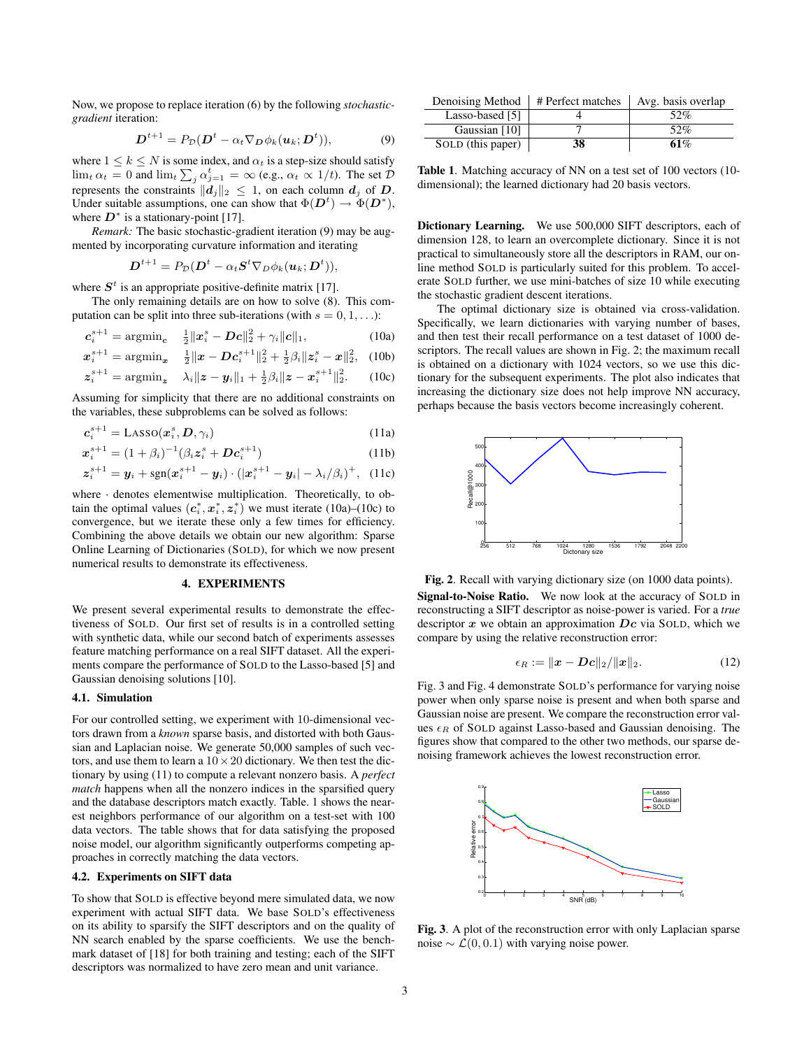Now, we propose to replace iteration (6) by the following *stochastic-gradient* iteration:

$$\boldsymbol{D}^{t+1} = P_{\mathcal{D}}(\boldsymbol{D}^t - \alpha_t \nabla_{\boldsymbol{D}} \phi_k(\boldsymbol{u}_k; \boldsymbol{D}^t)), \tag{9}$$

where $1 \leq k \leq N$ is some index, and $\alpha_t$ is a step-size should satisfy $\lim_t \alpha_t = 0$ and $\lim_t \sum_j \alpha_{j=1}^t = \infty$ (e.g., $\alpha_t \propto 1/t$). The set $\mathcal{D}$ represents the constraints $\|\boldsymbol{d}_j\|_2 \leq 1$, on each column $\boldsymbol{d}_j$ of $\boldsymbol{D}$. Under suitable assumptions, one can show that $\Phi(\boldsymbol{D}^t) \to \Phi(\boldsymbol{D}^*)$, where $\boldsymbol{D}^*$ is a stationary-point [17].

*Remark:* The basic stochastic-gradient iteration (9) may be augmented by incorporating curvature information and iterating

$$\boldsymbol{D}^{t+1} = P_{\mathcal{D}}(\boldsymbol{D}^t - \alpha_t \boldsymbol{S}^t \nabla_D \phi_k(\boldsymbol{u}_k; \boldsymbol{D}^t)),$$

where $\boldsymbol{S}^t$ is an appropriate positive-definite matrix [17].

The only remaining details are on how to solve (8). This computation can be split into three sub-iterations (with $s = 0, 1, \ldots$):

$$\boldsymbol{c}_i^{s+1} = \operatorname{argmin}_{\boldsymbol{c}} \quad \tfrac{1}{2}\|\boldsymbol{x}_i^s - \boldsymbol{D}\boldsymbol{c}\|_2^2 + \gamma_i \|\boldsymbol{c}\|_1, \tag{10a}$$

$$\boldsymbol{x}_i^{s+1} = \operatorname{argmin}_{\boldsymbol{x}} \quad \tfrac{1}{2}\|\boldsymbol{x} - \boldsymbol{D}\boldsymbol{c}_i^{s+1}\|_2^2 + \tfrac{1}{2}\beta_i \|\boldsymbol{z}_i^s - \boldsymbol{x}\|_2^2, \tag{10b}$$

$$\boldsymbol{z}_i^{s+1} = \operatorname{argmin}_{\boldsymbol{z}} \quad \lambda_i \|\boldsymbol{z} - \boldsymbol{y}_i\|_1 + \tfrac{1}{2}\beta_i \|\boldsymbol{z} - \boldsymbol{x}_i^{s+1}\|_2^2. \tag{10c}$$

Assuming for simplicity that there are no additional constraints on the variables, these subproblems can be solved as follows:

$$\boldsymbol{c}_i^{s+1} = \text{LASSO}(\boldsymbol{x}_i^s, \boldsymbol{D}, \gamma_i) \tag{11a}$$

$$\boldsymbol{x}_i^{s+1} = (1 + \beta_i)^{-1}(\beta_i \boldsymbol{z}_i^s + \boldsymbol{D}\boldsymbol{c}_i^{s+1}) \tag{11b}$$

$$\boldsymbol{z}_i^{s+1} = \boldsymbol{y}_i + \operatorname{sgn}(\boldsymbol{x}_i^{s+1} - \boldsymbol{y}_i) \cdot (|\boldsymbol{x}_i^{s+1} - \boldsymbol{y}_i| - \lambda_i/\beta_i)^+, \tag{11c}$$

where $\cdot$ denotes elementwise multiplication. Theoretically, to obtain the optimal values $(\boldsymbol{c}_i^*, \boldsymbol{x}_i^*, \boldsymbol{z}_i^*)$ we must iterate (10a)–(10c) to convergence, but we iterate these only a few times for efficiency. Combining the above details we obtain our new algorithm: Sparse Online Learning of Dictionaries (SOLD), for which we now present numerical results to demonstrate its effectiveness.

## 4. EXPERIMENTS

We present several experimental results to demonstrate the effectiveness of SOLD. Our first set of results is in a controlled setting with synthetic data, while our second batch of experiments assesses feature matching performance on a real SIFT dataset. All the experiments compare the performance of SOLD to the Lasso-based [5] and Gaussian denoising solutions [10].

### 4.1. Simulation

For our controlled setting, we experiment with 10-dimensional vectors drawn from a *known* sparse basis, and distorted with both Gaussian and Laplacian noise. We generate 50,000 samples of such vectors, and use them to learn a $10 \times 20$ dictionary. We then test the dictionary by using (11) to compute a relevant nonzero basis. A *perfect match* happens when all the nonzero indices in the sparsified query and the database descriptors match exactly. Table. 1 shows the nearest neighbors performance of our algorithm on a test-set with 100 data vectors. The table shows that for data satisfying the proposed noise model, our algorithm significantly outperforms competing approaches in correctly matching the data vectors.

### 4.2. Experiments on SIFT data

To show that SOLD is effective beyond mere simulated data, we now experiment with actual SIFT data. We base SOLD's effectiveness on its ability to sparsify the SIFT descriptors and on the quality of NN search enabled by the sparse coefficients. We use the benchmark dataset of [18] for both training and testing; each of the SIFT descriptors was normalized to have zero mean and unit variance.

| Denoising Method | # Perfect matches | Avg. basis overlap |
|---|---|---|
| Lasso-based [5] | 4 | 52% |
| Gaussian [10] | 7 | 52% |
| SOLD (this paper) | **38** | **61**% |

**Table 1**. Matching accuracy of NN on a test set of 100 vectors (10-dimensional); the learned dictionary had 20 basis vectors.

**Dictionary Learning.** We use 500,000 SIFT descriptors, each of dimension 128, to learn an overcomplete dictionary. Since it is not practical to simultaneously store all the descriptors in RAM, our online method SOLD is particularly suited for this problem. To accelerate SOLD further, we use mini-batches of size 10 while executing the stochastic gradient descent iterations.

The optimal dictionary size is obtained via cross-validation. Specifically, we learn dictionaries with varying number of bases, and then test their recall performance on a test dataset of 1000 descriptors. The recall values are shown in Fig. 2; the maximum recall is obtained on a dictionary with 1024 vectors, so we use this dictionary for the subsequent experiments. The plot also indicates that increasing the dictionary size does not help improve NN accuracy, perhaps because the basis vectors become increasingly coherent.

**Fig. 2**. Recall with varying dictionary size (on 1000 data points).

**Signal-to-Noise Ratio.** We now look at the accuracy of SOLD in reconstructing a SIFT descriptor as noise-power is varied. For a *true* descriptor $\boldsymbol{x}$ we obtain an approximation $\boldsymbol{D}\boldsymbol{c}$ via SOLD, which we compare by using the relative reconstruction error:

$$\epsilon_R := \|\boldsymbol{x} - \boldsymbol{D}\boldsymbol{c}\|_2 / \|\boldsymbol{x}\|_2. \tag{12}$$

Fig. 3 and Fig. 4 demonstrate SOLD's performance for varying noise power when only sparse noise is present and when both sparse and Gaussian noise are present. We compare the reconstruction error values $\epsilon_R$ of SOLD against Lasso-based and Gaussian denoising. The figures show that compared to the other two methods, our sparse denoising framework achieves the lowest reconstruction error.

**Fig. 3**. A plot of the reconstruction error with only Laplacian sparse noise $\sim \mathcal{L}(0, 0.1)$ with varying noise power.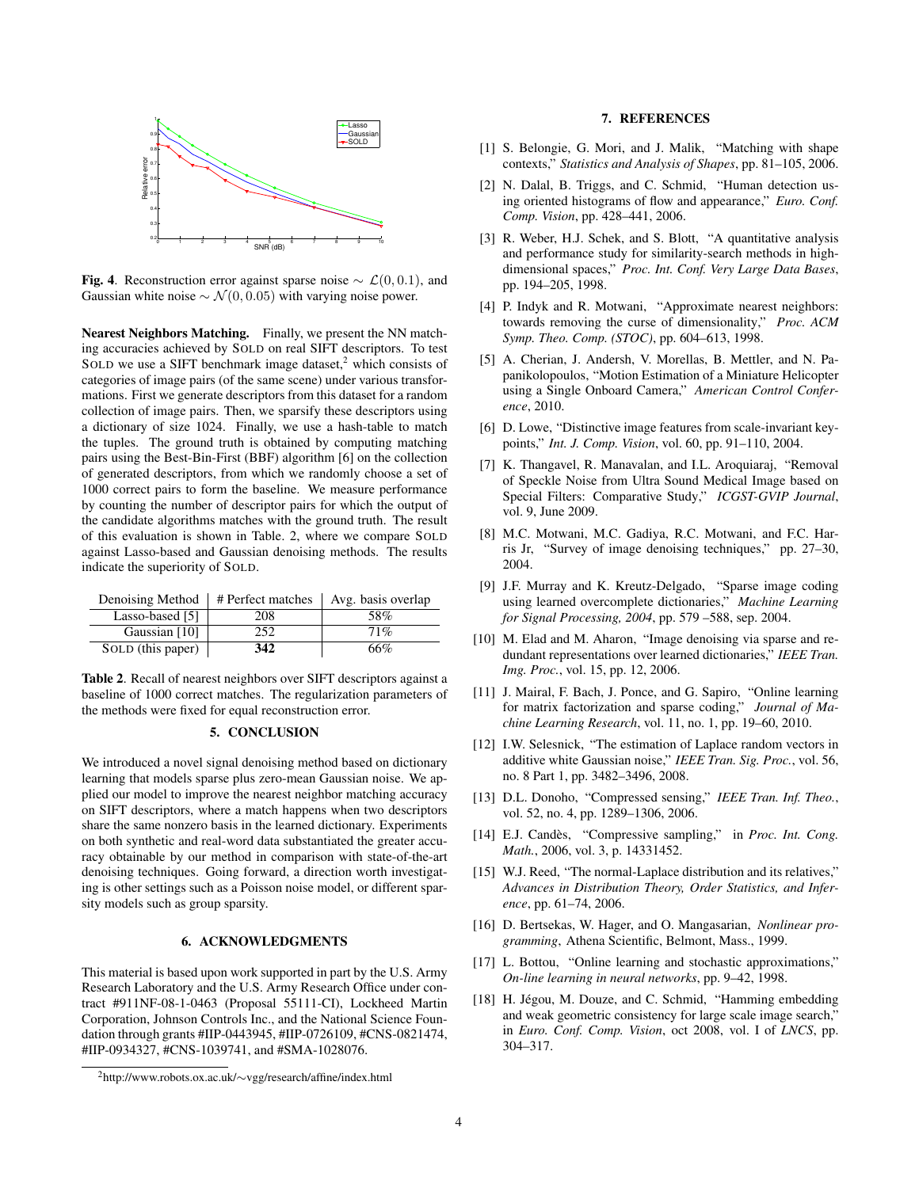Lasso
Gaussian
SOLD
Relative error
SNR (dB)
1
0.9
0.8
0.7
0.6
0.5
0.4
0.3
0.2
0
1
2
3
4
5
6
7
8
9
10

**Fig. 4**. Reconstruction error against sparse noise $\sim \mathcal{L}(0, 0.1)$, and Gaussian white noise $\sim \mathcal{N}(0, 0.05)$ with varying noise power.

**Nearest Neighbors Matching.** Finally, we present the NN matching accuracies achieved by SOLD on real SIFT descriptors. To test SOLD we use a SIFT benchmark image dataset,[2] which consists of categories of image pairs (of the same scene) under various transformations. First we generate descriptors from this dataset for a random collection of image pairs. Then, we sparsify these descriptors using a dictionary of size 1024. Finally, we use a hash-table to match the tuples. The ground truth is obtained by computing matching pairs using the Best-Bin-First (BBF) algorithm [6] on the collection of generated descriptors, from which we randomly choose a set of 1000 correct pairs to form the baseline. We measure performance by counting the number of descriptor pairs for which the output of the candidate algorithms matches with the ground truth. The result of this evaluation is shown in Table. 2, where we compare SOLD against Lasso-based and Gaussian denoising methods. The results indicate the superiority of SOLD.

| Denoising Method | # Perfect matches | Avg. basis overlap |
|---|---|---|
| Lasso-based [5] | 208 | 58% |
| Gaussian [10] | 252 | 71% |
| SOLD (this paper) | **342** | 66% |

**Table 2**. Recall of nearest neighbors over SIFT descriptors against a baseline of 1000 correct matches. The regularization parameters of the methods were fixed for equal reconstruction error.

## 5. CONCLUSION

We introduced a novel signal denoising method based on dictionary learning that models sparse plus zero-mean Gaussian noise. We applied our model to improve the nearest neighbor matching accuracy on SIFT descriptors, where a match happens when two descriptors share the same nonzero basis in the learned dictionary. Experiments on both synthetic and real-world data substantiated the greater accuracy obtainable by our method in comparison with state-of-the-art denoising techniques. Going forward, a direction worth investigating is other settings such as a Poisson noise model, or different sparsity models such as group sparsity.

## 6. ACKNOWLEDGMENTS

This material is based upon work supported in part by the U.S. Army Research Laboratory and the U.S. Army Research Office under contract #911NF-08-1-0463 (Proposal 55111-CI), Lockheed Martin Corporation, Johnson Controls Inc., and the National Science Foundation through grants #IIP-0443945, #IIP-0726109, #CNS-0821474, #IIP-0934327, #CNS-1039741, and #SMA-1028076.

[2]http://www.robots.ox.ac.uk/∼vgg/research/affine/index.html

## 7. REFERENCES

[1] S. Belongie, G. Mori, and J. Malik, "Matching with shape contexts," *Statistics and Analysis of Shapes*, pp. 81–105, 2006.

[2] N. Dalal, B. Triggs, and C. Schmid, "Human detection using oriented histograms of flow and appearance," *Euro. Conf. Comp. Vision*, pp. 428–441, 2006.

[3] R. Weber, H.J. Schek, and S. Blott, "A quantitative analysis and performance study for similarity-search methods in high-dimensional spaces," *Proc. Int. Conf. Very Large Data Bases*, pp. 194–205, 1998.

[4] P. Indyk and R. Motwani, "Approximate nearest neighbors: towards removing the curse of dimensionality," *Proc. ACM Symp. Theo. Comp. (STOC)*, pp. 604–613, 1998.

[5] A. Cherian, J. Andersh, V. Morellas, B. Mettler, and N. Papanikolopoulos, "Motion Estimation of a Miniature Helicopter using a Single Onboard Camera," *American Control Conference*, 2010.

[6] D. Lowe, "Distinctive image features from scale-invariant keypoints," *Int. J. Comp. Vision*, vol. 60, pp. 91–110, 2004.

[7] K. Thangavel, R. Manavalan, and I.L. Aroquiaraj, "Removal of Speckle Noise from Ultra Sound Medical Image based on Special Filters: Comparative Study," *ICGST-GVIP Journal*, vol. 9, June 2009.

[8] M.C. Motwani, M.C. Gadiya, R.C. Motwani, and F.C. Harris Jr, "Survey of image denoising techniques," pp. 27–30, 2004.

[9] J.F. Murray and K. Kreutz-Delgado, "Sparse image coding using learned overcomplete dictionaries," *Machine Learning for Signal Processing, 2004*, pp. 579 –588, sep. 2004.

[10] M. Elad and M. Aharon, "Image denoising via sparse and redundant representations over learned dictionaries," *IEEE Tran. Img. Proc.*, vol. 15, pp. 12, 2006.

[11] J. Mairal, F. Bach, J. Ponce, and G. Sapiro, "Online learning for matrix factorization and sparse coding," *Journal of Machine Learning Research*, vol. 11, no. 1, pp. 19–60, 2010.

[12] I.W. Selesnick, "The estimation of Laplace random vectors in additive white Gaussian noise," *IEEE Tran. Sig. Proc.*, vol. 56, no. 8 Part 1, pp. 3482–3496, 2008.

[13] D.L. Donoho, "Compressed sensing," *IEEE Tran. Inf. Theo.*, vol. 52, no. 4, pp. 1289–1306, 2006.

[14] E.J. Candès, "Compressive sampling," in *Proc. Int. Cong. Math.*, 2006, vol. 3, p. 14331452.

[15] W.J. Reed, "The normal-Laplace distribution and its relatives," *Advances in Distribution Theory, Order Statistics, and Inference*, pp. 61–74, 2006.

[16] D. Bertsekas, W. Hager, and O. Mangasarian, *Nonlinear programming*, Athena Scientific, Belmont, Mass., 1999.

[17] L. Bottou, "Online learning and stochastic approximations," *On-line learning in neural networks*, pp. 9–42, 1998.

[18] H. Jégou, M. Douze, and C. Schmid, "Hamming embedding and weak geometric consistency for large scale image search," in *Euro. Conf. Comp. Vision*, oct 2008, vol. I of *LNCS*, pp. 304–317.